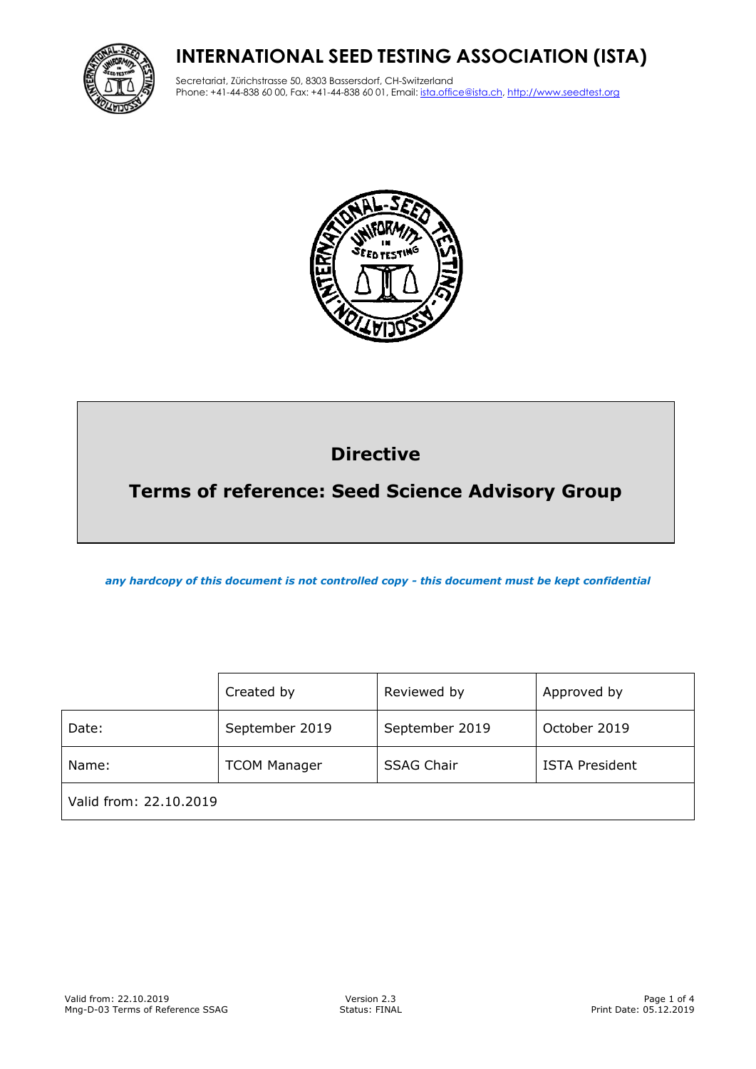# INTERNATIONAL SEED TESTING ASSOCIATION (ISTA)

Secretariat, Zürichstrasse 50, 8303 Bassersdorf, CH-Switzerland
Phone: +41-44-838 60 00, Fax: +41-44-838 60 01, Email: ista.office@ista.ch, http://www.seedtest.org

## Directive

## Terms of reference: Seed Science Advisory Group

*any hardcopy of this document is not controlled copy - this document must be kept confidential*

| | Created by | Reviewed by | Approved by |
|---|---|---|---|
| Date: | September 2019 | September 2019 | October 2019 |
| Name: | TCOM Manager | SSAG Chair | ISTA President |
| Valid from: 22.10.2019 | | | |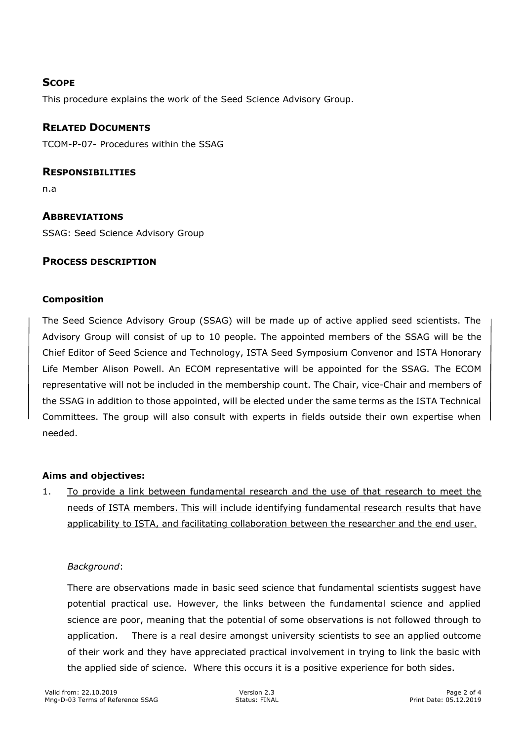## Scope

This procedure explains the work of the Seed Science Advisory Group.

## Related Documents

TCOM-P-07- Procedures within the SSAG

## Responsibilities

n.a

## Abbreviations

SSAG: Seed Science Advisory Group

## Process description

### Composition

The Seed Science Advisory Group (SSAG) will be made up of active applied seed scientists. The Advisory Group will consist of up to 10 people. The appointed members of the SSAG will be the Chief Editor of Seed Science and Technology, ISTA Seed Symposium Convenor and ISTA Honorary Life Member Alison Powell. An ECOM representative will be appointed for the SSAG. The ECOM representative will not be included in the membership count. The Chair, vice-Chair and members of the SSAG in addition to those appointed, will be elected under the same terms as the ISTA Technical Committees. The group will also consult with experts in fields outside their own expertise when needed.

### Aims and objectives:

1. <u>To provide a link between fundamental research and the use of that research to meet the needs of ISTA members. This will include identifying fundamental research results that have applicability to ISTA, and facilitating collaboration between the researcher and the end user.</u>

   *Background*:

   There are observations made in basic seed science that fundamental scientists suggest have potential practical use. However, the links between the fundamental science and applied science are poor, meaning that the potential of some observations is not followed through to application. There is a real desire amongst university scientists to see an applied outcome of their work and they have appreciated practical involvement in trying to link the basic with the applied side of science. Where this occurs it is a positive experience for both sides.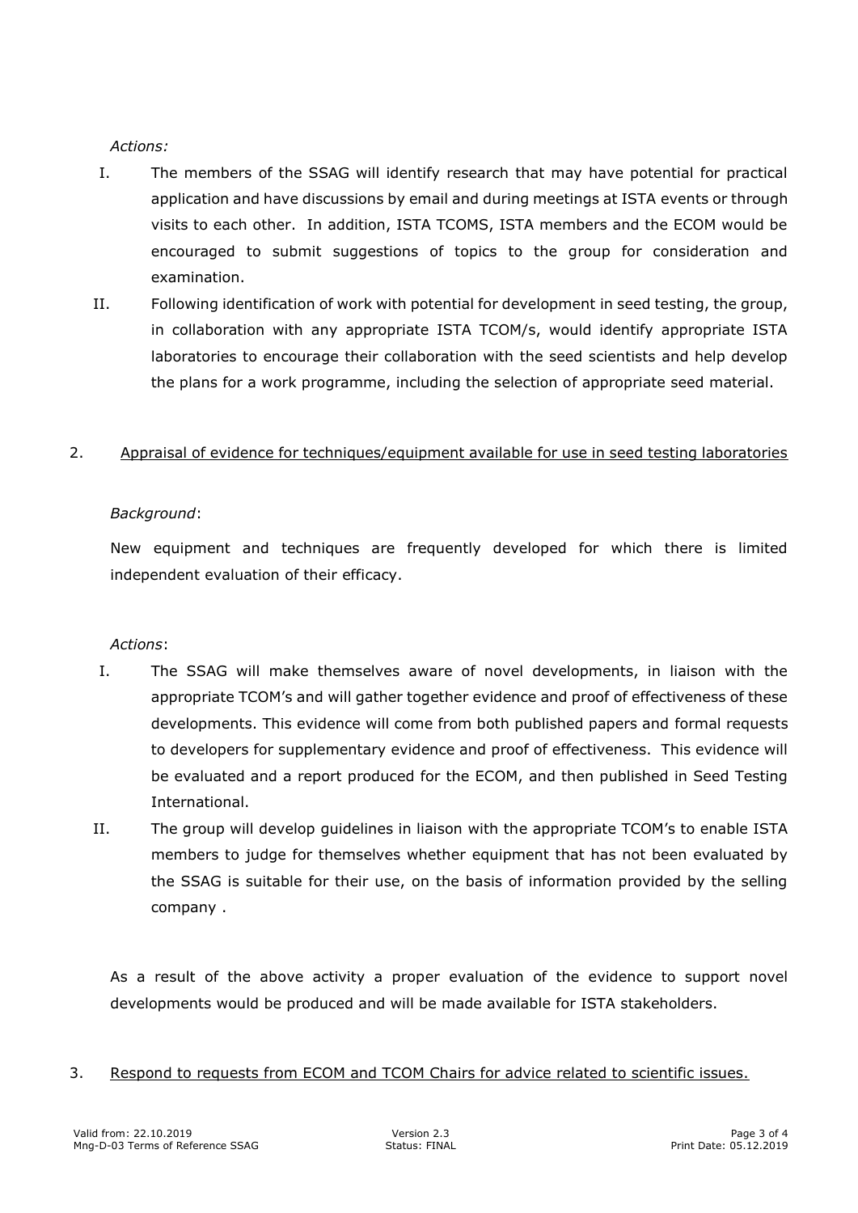*Actions:*

I. The members of the SSAG will identify research that may have potential for practical application and have discussions by email and during meetings at ISTA events or through visits to each other. In addition, ISTA TCOMS, ISTA members and the ECOM would be encouraged to submit suggestions of topics to the group for consideration and examination.

II. Following identification of work with potential for development in seed testing, the group, in collaboration with any appropriate ISTA TCOM/s, would identify appropriate ISTA laboratories to encourage their collaboration with the seed scientists and help develop the plans for a work programme, including the selection of appropriate seed material.

2. <u>Appraisal of evidence for techniques/equipment available for use in seed testing laboratories</u>

*Background*:

New equipment and techniques are frequently developed for which there is limited independent evaluation of their efficacy.

*Actions*:

I. The SSAG will make themselves aware of novel developments, in liaison with the appropriate TCOM's and will gather together evidence and proof of effectiveness of these developments. This evidence will come from both published papers and formal requests to developers for supplementary evidence and proof of effectiveness. This evidence will be evaluated and a report produced for the ECOM, and then published in Seed Testing International.

II. The group will develop guidelines in liaison with the appropriate TCOM's to enable ISTA members to judge for themselves whether equipment that has not been evaluated by the SSAG is suitable for their use, on the basis of information provided by the selling company .

As a result of the above activity a proper evaluation of the evidence to support novel developments would be produced and will be made available for ISTA stakeholders.

3. <u>Respond to requests from ECOM and TCOM Chairs for advice related to scientific issues.</u>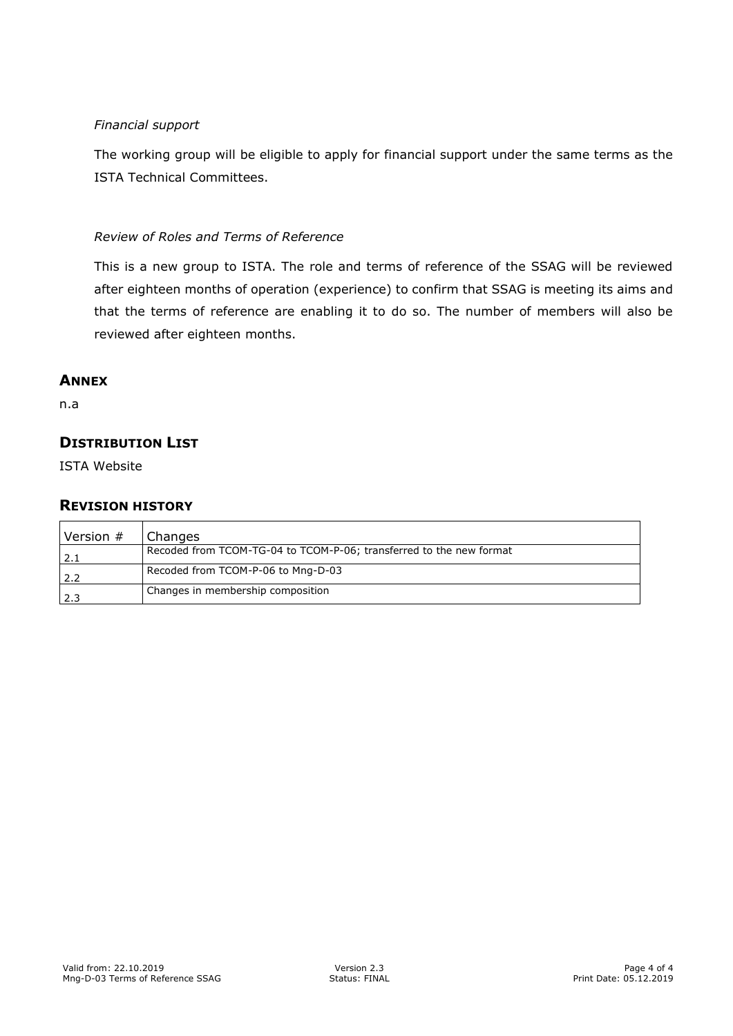*Financial support*

The working group will be eligible to apply for financial support under the same terms as the ISTA Technical Committees.

*Review of Roles and Terms of Reference*

This is a new group to ISTA. The role and terms of reference of the SSAG will be reviewed after eighteen months of operation (experience) to confirm that SSAG is meeting its aims and that the terms of reference are enabling it to do so. The number of members will also be reviewed after eighteen months.

## ANNEX

n.a

## DISTRIBUTION LIST

ISTA Website

## REVISION HISTORY

| Version # | Changes |
|---|---|
| 2.1 | Recoded from TCOM-TG-04 to TCOM-P-06; transferred to the new format |
| 2.2 | Recoded from TCOM-P-06 to Mng-D-03 |
| 2.3 | Changes in membership composition |